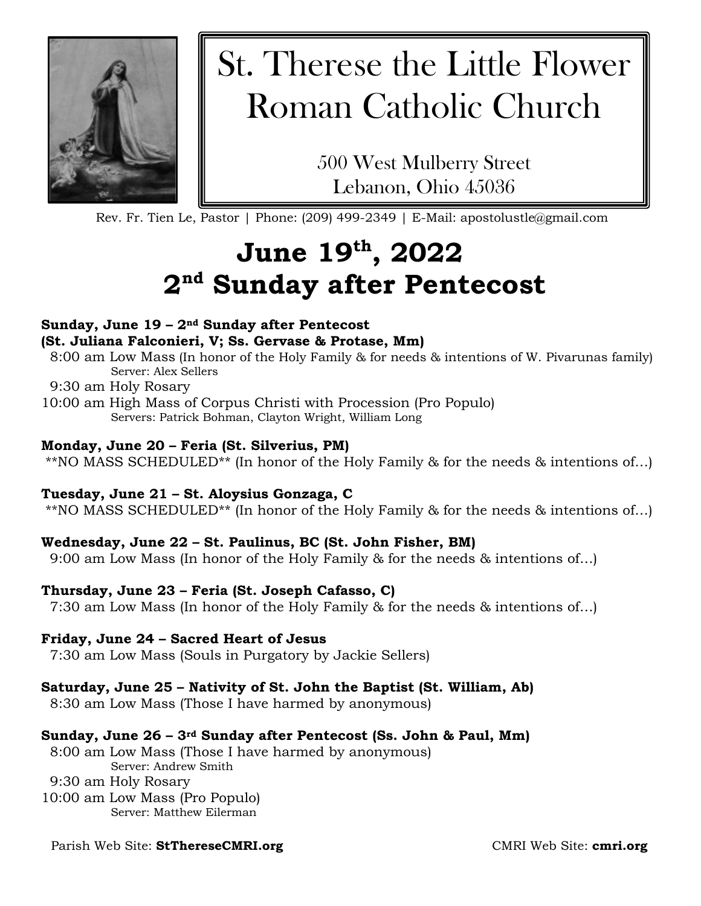# St. Therese the Little Flower Roman Catholic Church

500 West Mulberry Street
Lebanon, Ohio 45036

Rev. Fr. Tien Le, Pastor | Phone: (209) 499-2349 | E-Mail: apostolustle@gmail.com

## June 19th, 2022
## 2nd Sunday after Pentecost

**Sunday, June 19 – 2nd Sunday after Pentecost**
**(St. Juliana Falconieri, V; Ss. Gervase & Protase, Mm)**

8:00 am Low Mass (In honor of the Holy Family & for needs & intentions of W. Pivarunas family)
Server: Alex Sellers
9:30 am Holy Rosary
10:00 am High Mass of Corpus Christi with Procession (Pro Populo)
Servers: Patrick Bohman, Clayton Wright, William Long

**Monday, June 20 – Feria (St. Silverius, PM)**
**NO MASS SCHEDULED** (In honor of the Holy Family & for the needs & intentions of…)

**Tuesday, June 21 – St. Aloysius Gonzaga, C**
**NO MASS SCHEDULED** (In honor of the Holy Family & for the needs & intentions of…)

**Wednesday, June 22 – St. Paulinus, BC (St. John Fisher, BM)**
9:00 am Low Mass (In honor of the Holy Family & for the needs & intentions of…)

**Thursday, June 23 – Feria (St. Joseph Cafasso, C)**
7:30 am Low Mass (In honor of the Holy Family & for the needs & intentions of…)

**Friday, June 24 – Sacred Heart of Jesus**
7:30 am Low Mass (Souls in Purgatory by Jackie Sellers)

**Saturday, June 25 – Nativity of St. John the Baptist (St. William, Ab)**
8:30 am Low Mass (Those I have harmed by anonymous)

**Sunday, June 26 – 3rd Sunday after Pentecost (Ss. John & Paul, Mm)**
8:00 am Low Mass (Those I have harmed by anonymous)
Server: Andrew Smith
9:30 am Holy Rosary
10:00 am Low Mass (Pro Populo)
Server: Matthew Eilerman

Parish Web Site: **StThereseCMRI.org** CMRI Web Site: **cmri.org**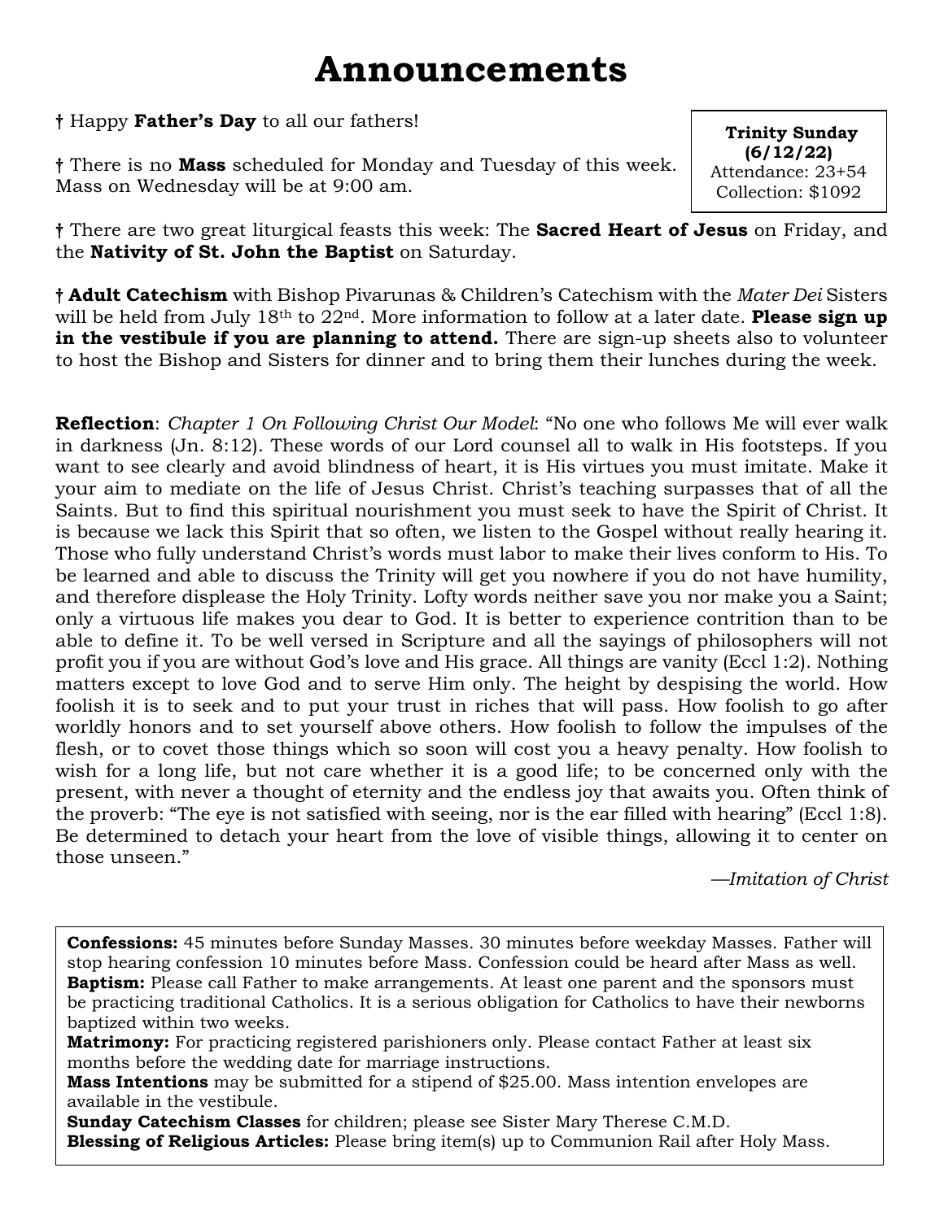# Announcements

† Happy **Father's Day** to all our fathers!

† There is no **Mass** scheduled for Monday and Tuesday of this week. Mass on Wednesday will be at 9:00 am.

**Trinity Sunday (6/12/22)**
Attendance: 23+54
Collection: $1092

† There are two great liturgical feasts this week: The **Sacred Heart of Jesus** on Friday, and the **Nativity of St. John the Baptist** on Saturday.

† **Adult Catechism** with Bishop Pivarunas & Children's Catechism with the *Mater Dei* Sisters will be held from July 18th to 22nd. More information to follow at a later date. **Please sign up in the vestibule if you are planning to attend.** There are sign-up sheets also to volunteer to host the Bishop and Sisters for dinner and to bring them their lunches during the week.

**Reflection**: *Chapter 1 On Following Christ Our Model*: "No one who follows Me will ever walk in darkness (Jn. 8:12). These words of our Lord counsel all to walk in His footsteps. If you want to see clearly and avoid blindness of heart, it is His virtues you must imitate. Make it your aim to mediate on the life of Jesus Christ. Christ's teaching surpasses that of all the Saints. But to find this spiritual nourishment you must seek to have the Spirit of Christ. It is because we lack this Spirit that so often, we listen to the Gospel without really hearing it. Those who fully understand Christ's words must labor to make their lives conform to His. To be learned and able to discuss the Trinity will get you nowhere if you do not have humility, and therefore displease the Holy Trinity. Lofty words neither save you nor make you a Saint; only a virtuous life makes you dear to God. It is better to experience contrition than to be able to define it. To be well versed in Scripture and all the sayings of philosophers will not profit you if you are without God's love and His grace. All things are vanity (Eccl 1:2). Nothing matters except to love God and to serve Him only. The height by despising the world. How foolish it is to seek and to put your trust in riches that will pass. How foolish to go after worldly honors and to set yourself above others. How foolish to follow the impulses of the flesh, or to covet those things which so soon will cost you a heavy penalty. How foolish to wish for a long life, but not care whether it is a good life; to be concerned only with the present, with never a thought of eternity and the endless joy that awaits you. Often think of the proverb: "The eye is not satisfied with seeing, nor is the ear filled with hearing" (Eccl 1:8). Be determined to detach your heart from the love of visible things, allowing it to center on those unseen."

—*Imitation of Christ*

**Confessions:** 45 minutes before Sunday Masses. 30 minutes before weekday Masses. Father will stop hearing confession 10 minutes before Mass. Confession could be heard after Mass as well.
**Baptism:** Please call Father to make arrangements. At least one parent and the sponsors must be practicing traditional Catholics. It is a serious obligation for Catholics to have their newborns baptized within two weeks.
**Matrimony:** For practicing registered parishioners only. Please contact Father at least six months before the wedding date for marriage instructions.
**Mass Intentions** may be submitted for a stipend of $25.00. Mass intention envelopes are available in the vestibule.
**Sunday Catechism Classes** for children; please see Sister Mary Therese C.M.D.
**Blessing of Religious Articles:** Please bring item(s) up to Communion Rail after Holy Mass.